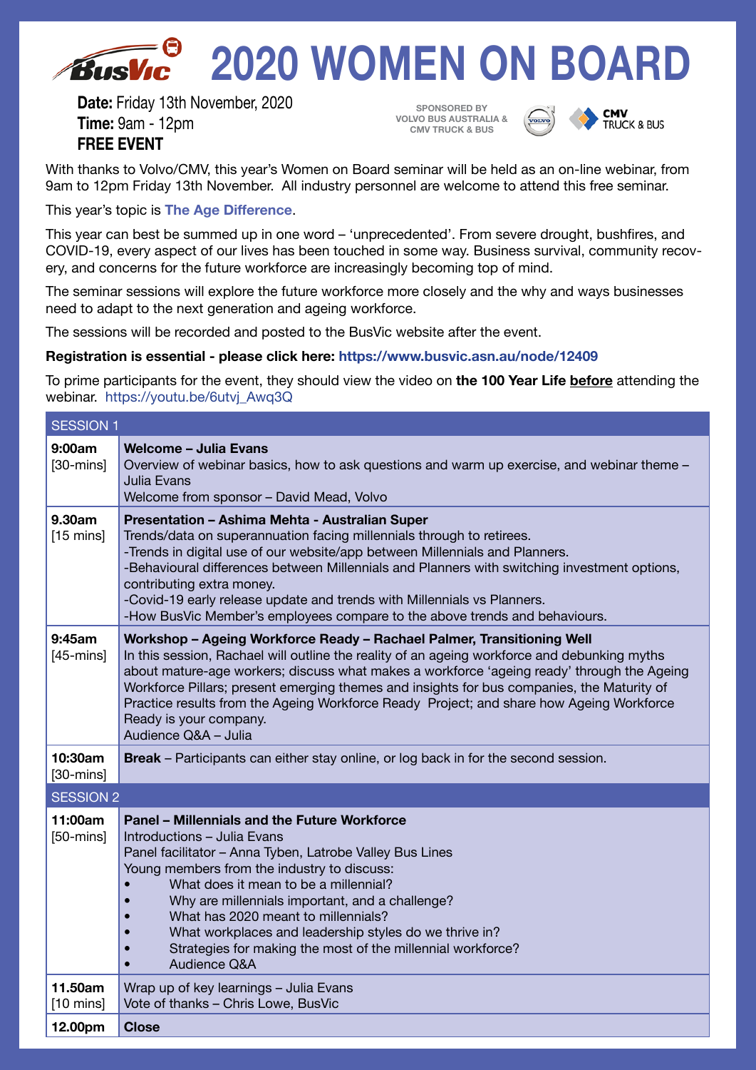# 2020 WOMEN ON BOARD

**Date:** Friday 13th November, 2020
**Time:** 9am - 12pm
**FREE EVENT**

SPONSORED BY VOLVO BUS AUSTRALIA & CMV TRUCK & BUS

With thanks to Volvo/CMV, this year's Women on Board seminar will be held as an on-line webinar, from 9am to 12pm Friday 13th November. All industry personnel are welcome to attend this free seminar.

This year's topic is **The Age Difference**.

This year can best be summed up in one word – 'unprecedented'. From severe drought, bushfires, and COVID-19, every aspect of our lives has been touched in some way. Business survival, community recovery, and concerns for the future workforce are increasingly becoming top of mind.

The seminar sessions will explore the future workforce more closely and the why and ways businesses need to adapt to the next generation and ageing workforce.

The sessions will be recorded and posted to the BusVic website after the event.

**Registration is essential - please click here: https://www.busvic.asn.au/node/12409**

To prime participants for the event, they should view the video on **the 100 Year Life** **before** attending the webinar. https://youtu.be/6utvj_Awq3Q

| SESSION 1 | |
|---|---|
| **9:00am** [30-mins] | **Welcome – Julia Evans**<br>Overview of webinar basics, how to ask questions and warm up exercise, and webinar theme – Julia Evans<br>Welcome from sponsor – David Mead, Volvo |
| **9.30am** [15 mins] | **Presentation – Ashima Mehta - Australian Super**<br>Trends/data on superannuation facing millennials through to retirees.<br>-Trends in digital use of our website/app between Millennials and Planners.<br>-Behavioural differences between Millennials and Planners with switching investment options, contributing extra money.<br>-Covid-19 early release update and trends with Millennials vs Planners.<br>-How BusVic Member's employees compare to the above trends and behaviours. |
| **9:45am** [45-mins] | **Workshop – Ageing Workforce Ready – Rachael Palmer, Transitioning Well**<br>In this session, Rachael will outline the reality of an ageing workforce and debunking myths about mature-age workers; discuss what makes a workforce 'ageing ready' through the Ageing Workforce Pillars; present emerging themes and insights for bus companies, the Maturity of Practice results from the Ageing Workforce Ready Project; and share how Ageing Workforce Ready is your company.<br>Audience Q&A – Julia |
| **10:30am** [30-mins] | **Break** – Participants can either stay online, or log back in for the second session. |
| SESSION 2 | |
| **11:00am** [50-mins] | **Panel – Millennials and the Future Workforce**<br>Introductions – Julia Evans<br>Panel facilitator – Anna Tyben, Latrobe Valley Bus Lines<br>Young members from the industry to discuss:<br>• What does it mean to be a millennial?<br>• Why are millennials important, and a challenge?<br>• What has 2020 meant to millennials?<br>• What workplaces and leadership styles do we thrive in?<br>• Strategies for making the most of the millennial workforce?<br>• Audience Q&A |
| **11.50am** [10 mins] | Wrap up of key learnings – Julia Evans<br>Vote of thanks – Chris Lowe, BusVic |
| **12.00pm** | **Close** |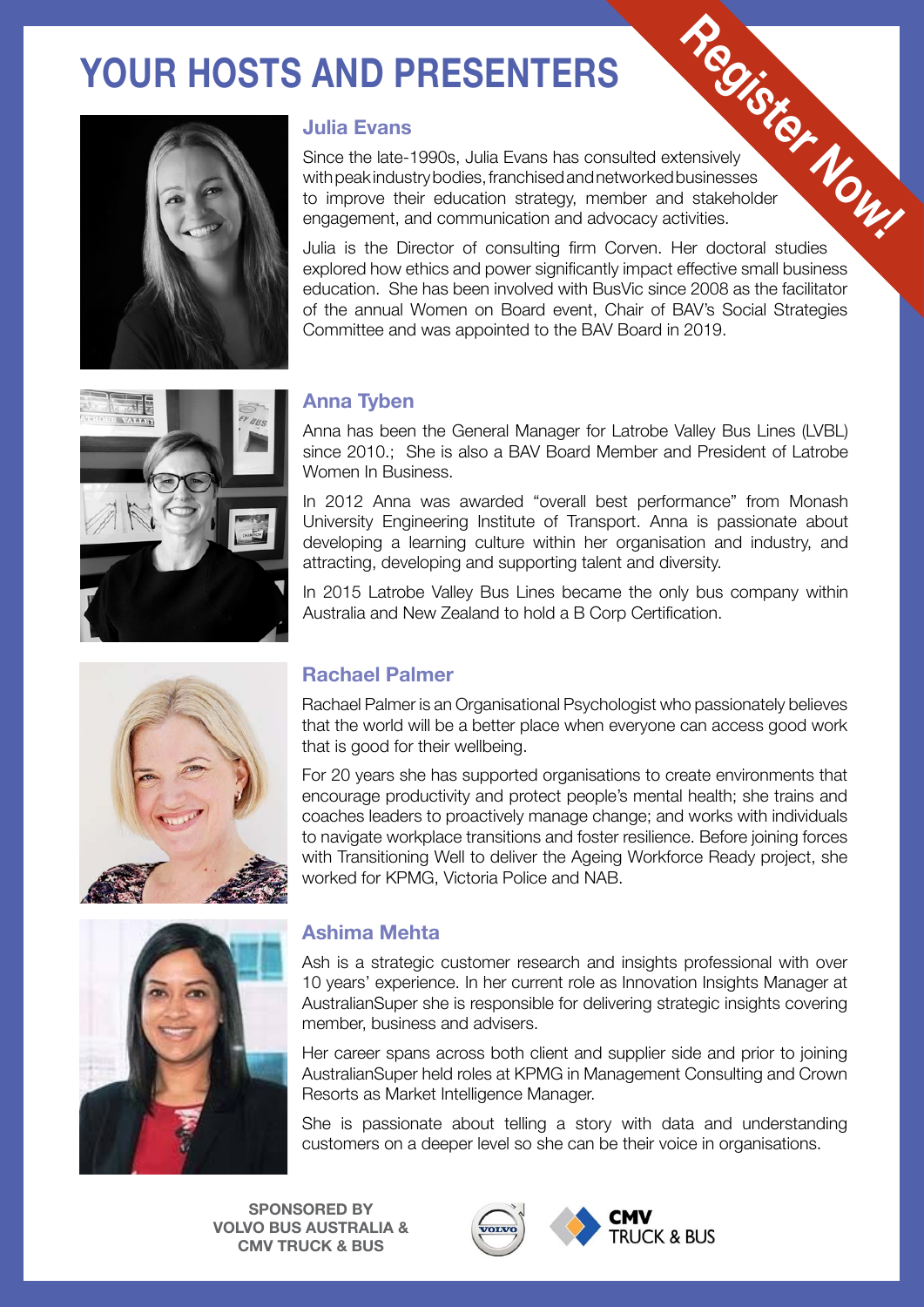# YOUR HOSTS AND PRESENTERS

Register Now!

### Julia Evans

Since the late-1990s, Julia Evans has consulted extensively with peak industry bodies, franchised and networked businesses to improve their education strategy, member and stakeholder engagement, and communication and advocacy activities.

Julia is the Director of consulting firm Corven. Her doctoral studies explored how ethics and power significantly impact effective small business education. She has been involved with BusVic since 2008 as the facilitator of the annual Women on Board event, Chair of BAV's Social Strategies Committee and was appointed to the BAV Board in 2019.

### Anna Tyben

Anna has been the General Manager for Latrobe Valley Bus Lines (LVBL) since 2010.; She is also a BAV Board Member and President of Latrobe Women In Business.

In 2012 Anna was awarded "overall best performance" from Monash University Engineering Institute of Transport. Anna is passionate about developing a learning culture within her organisation and industry, and attracting, developing and supporting talent and diversity.

In 2015 Latrobe Valley Bus Lines became the only bus company within Australia and New Zealand to hold a B Corp Certification.

### Rachael Palmer

Rachael Palmer is an Organisational Psychologist who passionately believes that the world will be a better place when everyone can access good work that is good for their wellbeing.

For 20 years she has supported organisations to create environments that encourage productivity and protect people's mental health; she trains and coaches leaders to proactively manage change; and works with individuals to navigate workplace transitions and foster resilience. Before joining forces with Transitioning Well to deliver the Ageing Workforce Ready project, she worked for KPMG, Victoria Police and NAB.

### Ashima Mehta

Ash is a strategic customer research and insights professional with over 10 years' experience. In her current role as Innovation Insights Manager at AustralianSuper she is responsible for delivering strategic insights covering member, business and advisers.

Her career spans across both client and supplier side and prior to joining AustralianSuper held roles at KPMG in Management Consulting and Crown Resorts as Market Intelligence Manager.

She is passionate about telling a story with data and understanding customers on a deeper level so she can be their voice in organisations.

**SPONSORED BY VOLVO BUS AUSTRALIA & CMV TRUCK & BUS**

VOLVO

CMV TRUCK & BUS